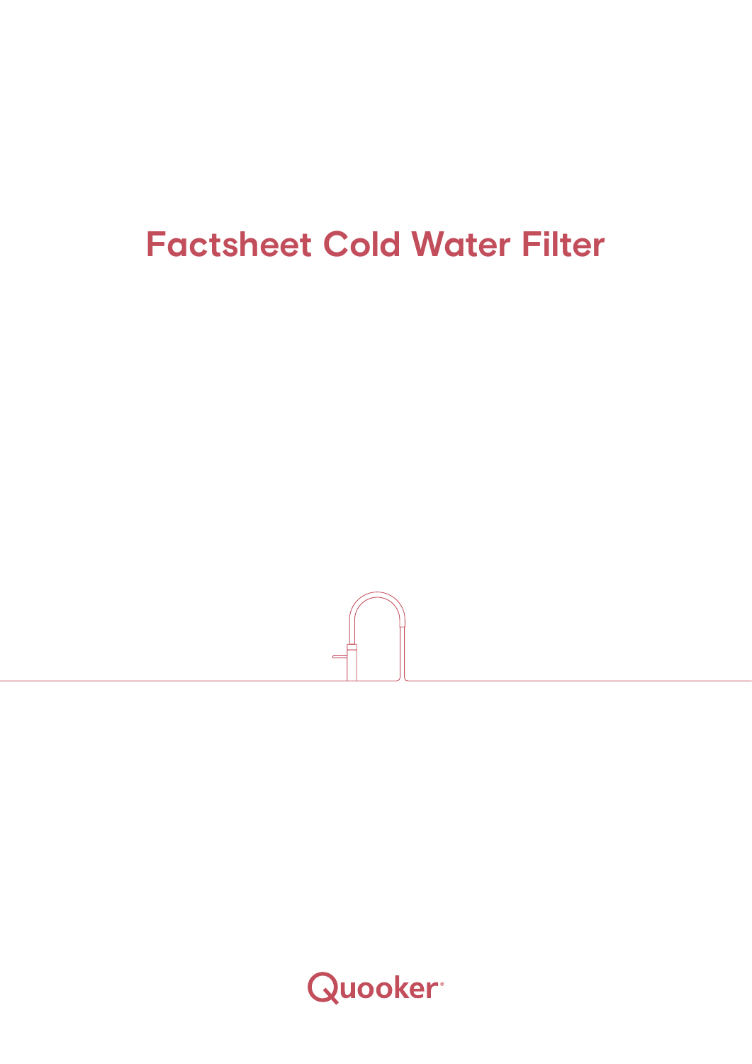# Factsheet Cold Water Filter

Quooker®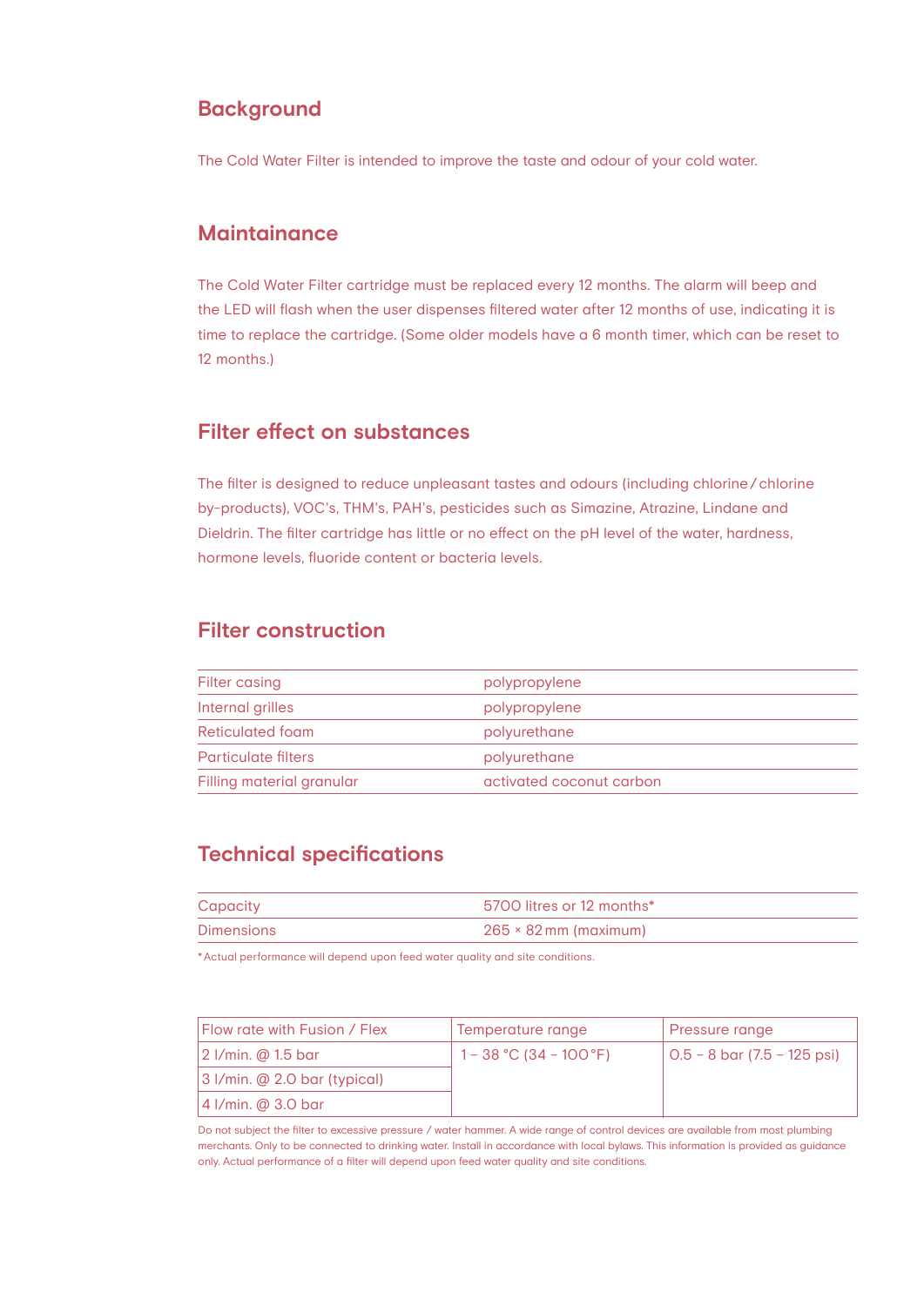## Background

The Cold Water Filter is intended to improve the taste and odour of your cold water.

## Maintainance

The Cold Water Filter cartridge must be replaced every 12 months. The alarm will beep and the LED will flash when the user dispenses filtered water after 12 months of use, indicating it is time to replace the cartridge. (Some older models have a 6 month timer, which can be reset to 12 months.)

## Filter effect on substances

The filter is designed to reduce unpleasant tastes and odours (including chlorine / chlorine by-products), VOC's, THM's, PAH's, pesticides such as Simazine, Atrazine, Lindane and Dieldrin. The filter cartridge has little or no effect on the pH level of the water, hardness, hormone levels, fluoride content or bacteria levels.

## Filter construction

| | |
|---|---|
| Filter casing | polypropylene |
| Internal grilles | polypropylene |
| Reticulated foam | polyurethane |
| Particulate filters | polyurethane |
| Filling material granular | activated coconut carbon |

## Technical specifications

| | |
|---|---|
| Capacity | 5700 litres or 12 months* |
| Dimensions | 265 × 82 mm (maximum) |

*Actual performance will depend upon feed water quality and site conditions.

| Flow rate with Fusion / Flex | Temperature range | Pressure range |
|---|---|---|
| 2 l/min. @ 1.5 bar | 1 – 38 °C (34 – 100 °F) | 0.5 – 8 bar (7.5 – 125 psi) |
| 3 l/min. @ 2.0 bar (typical) | | |
| 4 l/min. @ 3.0 bar | | |

Do not subject the filter to excessive pressure / water hammer. A wide range of control devices are available from most plumbing merchants. Only to be connected to drinking water. Install in accordance with local bylaws. This information is provided as guidance only. Actual performance of a filter will depend upon feed water quality and site conditions.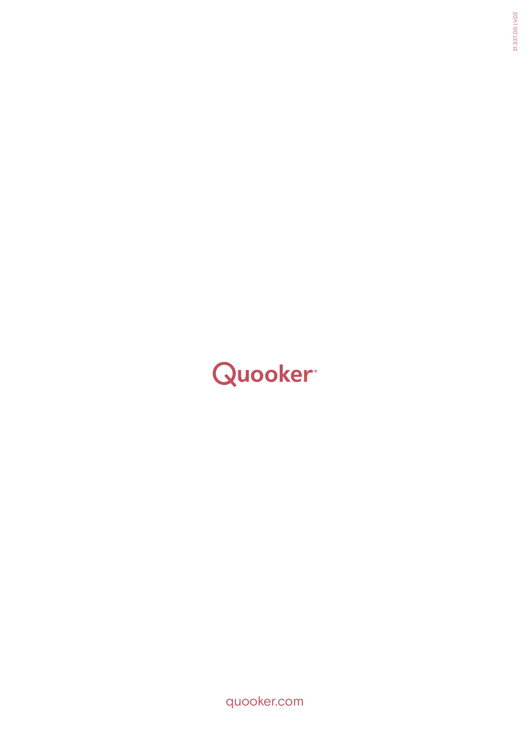Quooker®

quooker.com

31.337.00 | V02